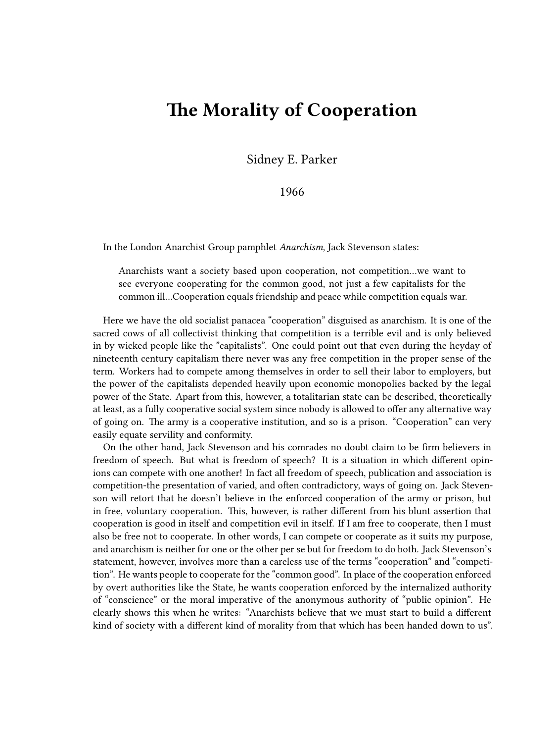# The Morality of Cooperation

Sidney E. Parker

1966

In the London Anarchist Group pamphlet *Anarchism*, Jack Stevenson states:

> Anarchists want a society based upon cooperation, not competition…we want to see everyone cooperating for the common good, not just a few capitalists for the common ill…Cooperation equals friendship and peace while competition equals war.

Here we have the old socialist panacea "cooperation" disguised as anarchism. It is one of the sacred cows of all collectivist thinking that competition is a terrible evil and is only believed in by wicked people like the "capitalists". One could point out that even during the heyday of nineteenth century capitalism there never was any free competition in the proper sense of the term. Workers had to compete among themselves in order to sell their labor to employers, but the power of the capitalists depended heavily upon economic monopolies backed by the legal power of the State. Apart from this, however, a totalitarian state can be described, theoretically at least, as a fully cooperative social system since nobody is allowed to offer any alternative way of going on. The army is a cooperative institution, and so is a prison. "Cooperation" can very easily equate servility and conformity.

On the other hand, Jack Stevenson and his comrades no doubt claim to be firm believers in freedom of speech. But what is freedom of speech? It is a situation in which different opinions can compete with one another! In fact all freedom of speech, publication and association is competition-the presentation of varied, and often contradictory, ways of going on. Jack Stevenson will retort that he doesn't believe in the enforced cooperation of the army or prison, but in free, voluntary cooperation. This, however, is rather different from his blunt assertion that cooperation is good in itself and competition evil in itself. If I am free to cooperate, then I must also be free not to cooperate. In other words, I can compete or cooperate as it suits my purpose, and anarchism is neither for one or the other per se but for freedom to do both. Jack Stevenson's statement, however, involves more than a careless use of the terms "cooperation" and "competition". He wants people to cooperate for the "common good". In place of the cooperation enforced by overt authorities like the State, he wants cooperation enforced by the internalized authority of "conscience" or the moral imperative of the anonymous authority of "public opinion". He clearly shows this when he writes: "Anarchists believe that we must start to build a different kind of society with a different kind of morality from that which has been handed down to us".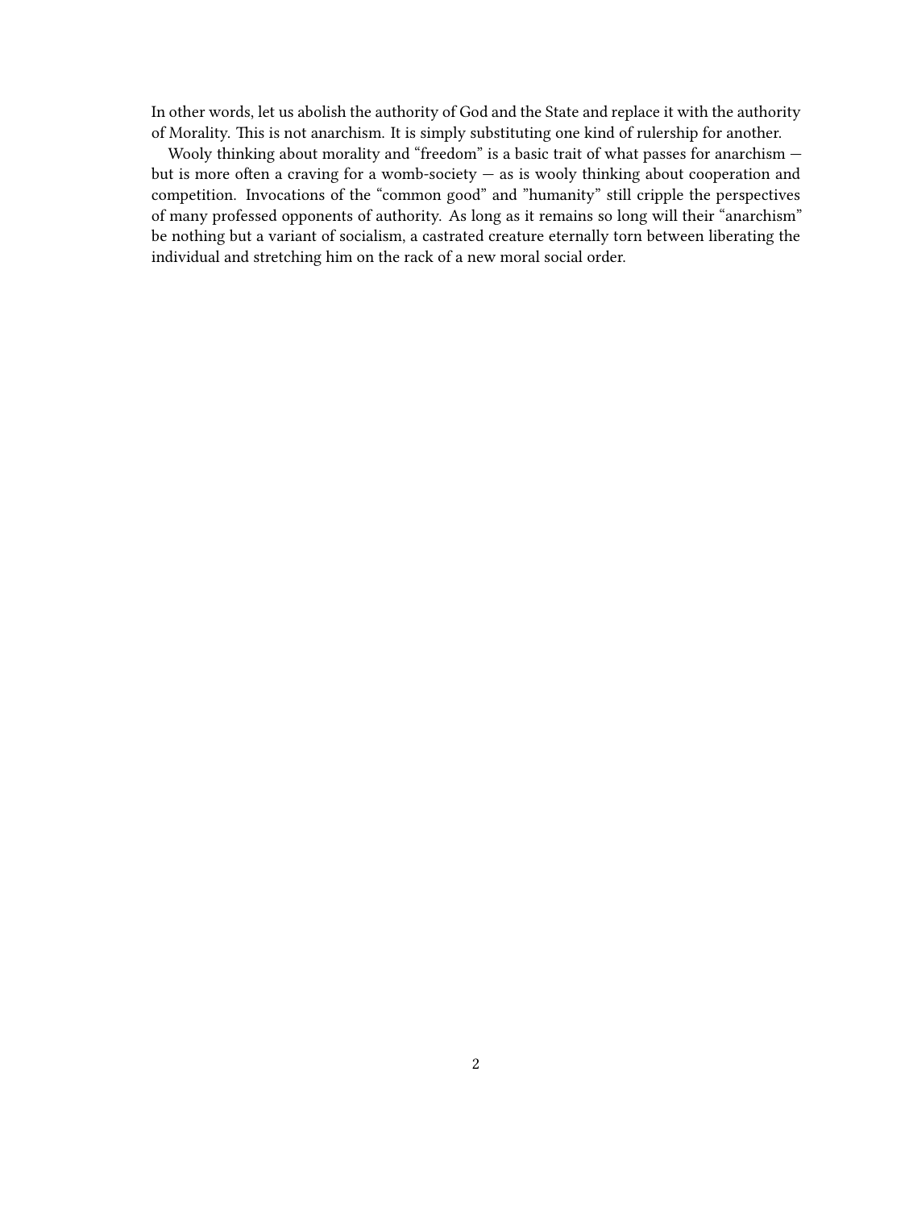In other words, let us abolish the authority of God and the State and replace it with the authority of Morality. This is not anarchism. It is simply substituting one kind of rulership for another.

Wooly thinking about morality and "freedom" is a basic trait of what passes for anarchism — but is more often a craving for a womb-society — as is wooly thinking about cooperation and competition. Invocations of the "common good" and "humanity" still cripple the perspectives of many professed opponents of authority. As long as it remains so long will their "anarchism" be nothing but a variant of socialism, a castrated creature eternally torn between liberating the individual and stretching him on the rack of a new moral social order.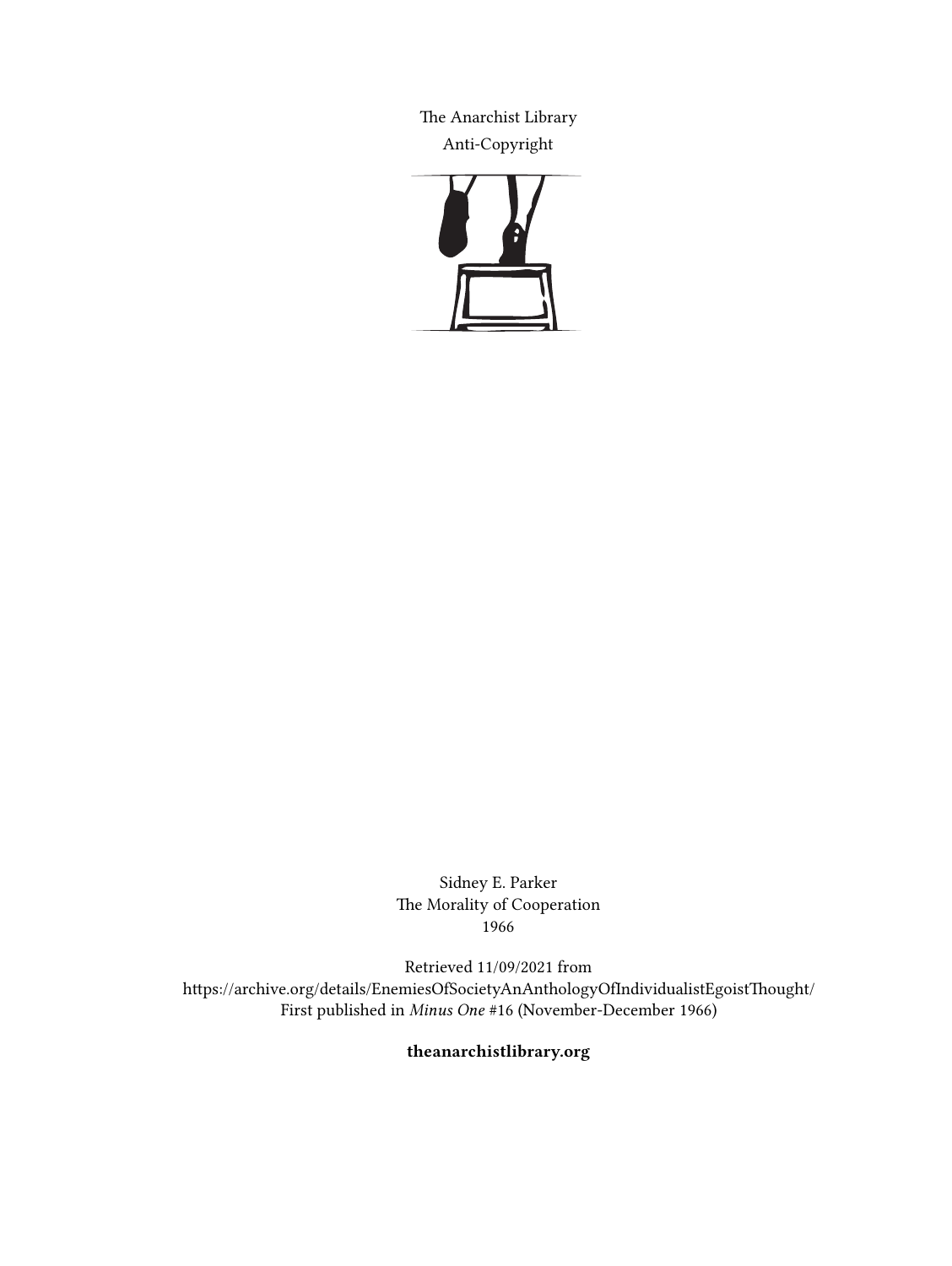The Anarchist Library
Anti-Copyright

Sidney E. Parker
The Morality of Cooperation
1966

Retrieved 11/09/2021 from
https://archive.org/details/EnemiesOfSocietyAnAnthologyOfIndividualistEgoistThought/
First published in *Minus One* #16 (November-December 1966)

**theanarchistlibrary.org**